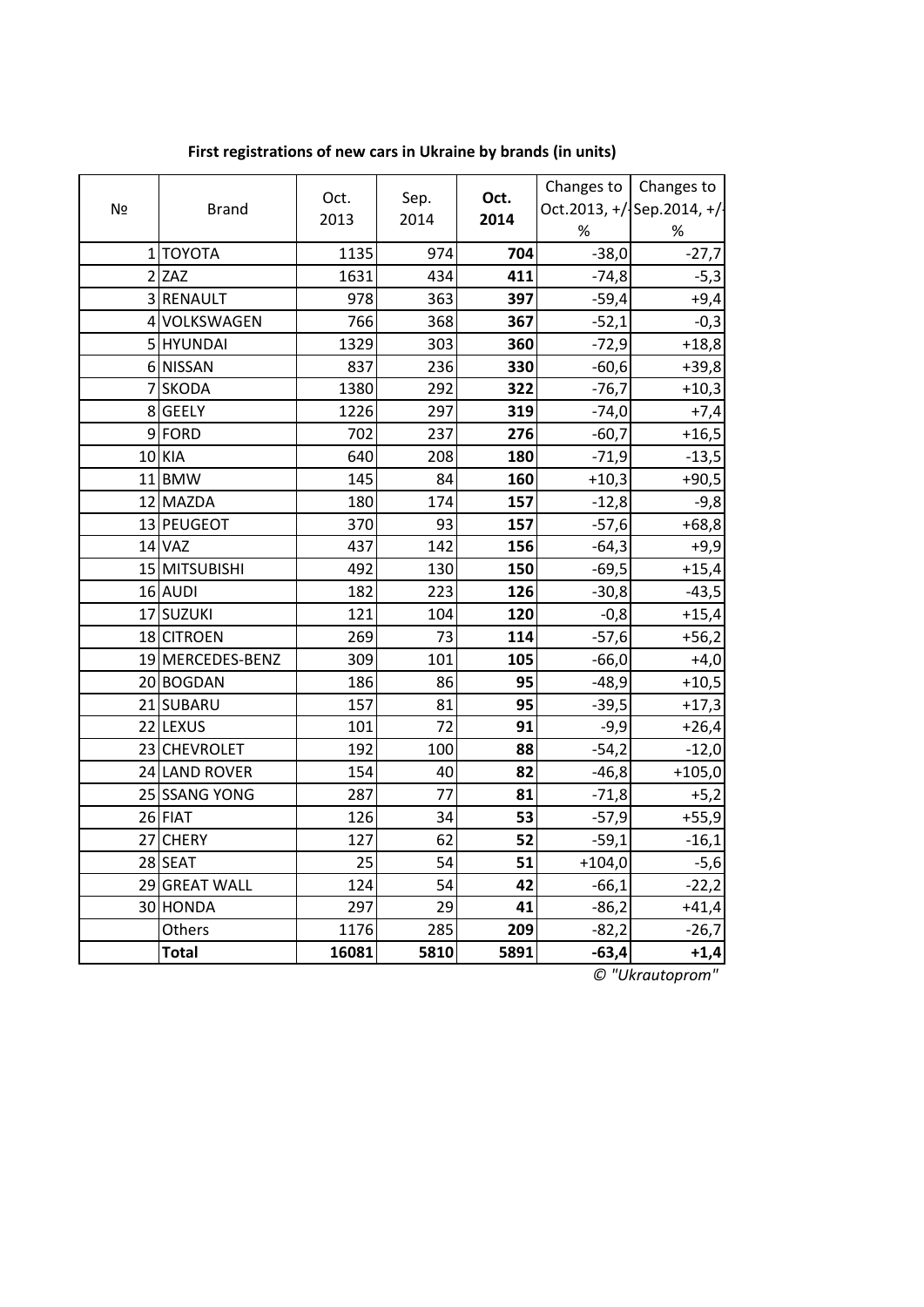**First registrations of new cars in Ukraine by brands (in units)**

| № | Brand | Oct. 2013 | Sep. 2014 | **Oct. 2014** | Changes to Oct.2013, +/- % | Changes to Sep.2014, +/- % |
|---|---|---|---|---|---|---|
| 1 | TOYOTA | 1135 | 974 | **704** | -38,0 | -27,7 |
| 2 | ZAZ | 1631 | 434 | **411** | -74,8 | -5,3 |
| 3 | RENAULT | 978 | 363 | **397** | -59,4 | +9,4 |
| 4 | VOLKSWAGEN | 766 | 368 | **367** | -52,1 | -0,3 |
| 5 | HYUNDAI | 1329 | 303 | **360** | -72,9 | +18,8 |
| 6 | NISSAN | 837 | 236 | **330** | -60,6 | +39,8 |
| 7 | SKODA | 1380 | 292 | **322** | -76,7 | +10,3 |
| 8 | GEELY | 1226 | 297 | **319** | -74,0 | +7,4 |
| 9 | FORD | 702 | 237 | **276** | -60,7 | +16,5 |
| 10 | KIA | 640 | 208 | **180** | -71,9 | -13,5 |
| 11 | BMW | 145 | 84 | **160** | +10,3 | +90,5 |
| 12 | MAZDA | 180 | 174 | **157** | -12,8 | -9,8 |
| 13 | PEUGEOT | 370 | 93 | **157** | -57,6 | +68,8 |
| 14 | VAZ | 437 | 142 | **156** | -64,3 | +9,9 |
| 15 | MITSUBISHI | 492 | 130 | **150** | -69,5 | +15,4 |
| 16 | AUDI | 182 | 223 | **126** | -30,8 | -43,5 |
| 17 | SUZUKI | 121 | 104 | **120** | -0,8 | +15,4 |
| 18 | CITROEN | 269 | 73 | **114** | -57,6 | +56,2 |
| 19 | MERCEDES-BENZ | 309 | 101 | **105** | -66,0 | +4,0 |
| 20 | BOGDAN | 186 | 86 | **95** | -48,9 | +10,5 |
| 21 | SUBARU | 157 | 81 | **95** | -39,5 | +17,3 |
| 22 | LEXUS | 101 | 72 | **91** | -9,9 | +26,4 |
| 23 | CHEVROLET | 192 | 100 | **88** | -54,2 | -12,0 |
| 24 | LAND ROVER | 154 | 40 | **82** | -46,8 | +105,0 |
| 25 | SSANG YONG | 287 | 77 | **81** | -71,8 | +5,2 |
| 26 | FIAT | 126 | 34 | **53** | -57,9 | +55,9 |
| 27 | CHERY | 127 | 62 | **52** | -59,1 | -16,1 |
| 28 | SEAT | 25 | 54 | **51** | +104,0 | -5,6 |
| 29 | GREAT WALL | 124 | 54 | **42** | -66,1 | -22,2 |
| 30 | HONDA | 297 | 29 | **41** | -86,2 | +41,4 |
| | Others | 1176 | 285 | **209** | -82,2 | -26,7 |
| | **Total** | **16081** | **5810** | **5891** | **-63,4** | **+1,4** |

*© "Ukrautoprom"*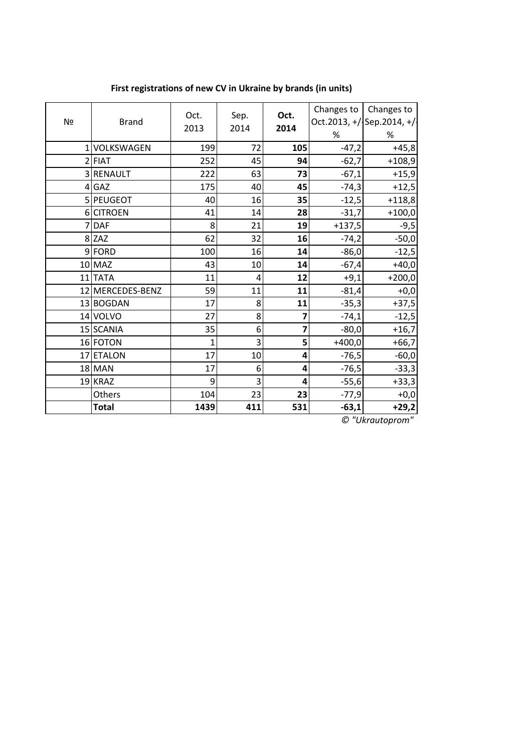## First registrations of new CV in Ukraine by brands (in units)

| № | Brand | Oct. 2013 | Sep. 2014 | **Oct. 2014** | Changes to Oct.2013, +/- % | Changes to Sep.2014, +/- % |
|---|---|---|---|---|---|---|
| 1 | VOLKSWAGEN | 199 | 72 | **105** | -47,2 | +45,8 |
| 2 | FIAT | 252 | 45 | **94** | -62,7 | +108,9 |
| 3 | RENAULT | 222 | 63 | **73** | -67,1 | +15,9 |
| 4 | GAZ | 175 | 40 | **45** | -74,3 | +12,5 |
| 5 | PEUGEOT | 40 | 16 | **35** | -12,5 | +118,8 |
| 6 | CITROEN | 41 | 14 | **28** | -31,7 | +100,0 |
| 7 | DAF | 8 | 21 | **19** | +137,5 | -9,5 |
| 8 | ZAZ | 62 | 32 | **16** | -74,2 | -50,0 |
| 9 | FORD | 100 | 16 | **14** | -86,0 | -12,5 |
| 10 | MAZ | 43 | 10 | **14** | -67,4 | +40,0 |
| 11 | TATA | 11 | 4 | **12** | +9,1 | +200,0 |
| 12 | MERCEDES-BENZ | 59 | 11 | **11** | -81,4 | +0,0 |
| 13 | BOGDAN | 17 | 8 | **11** | -35,3 | +37,5 |
| 14 | VOLVO | 27 | 8 | **7** | -74,1 | -12,5 |
| 15 | SCANIA | 35 | 6 | **7** | -80,0 | +16,7 |
| 16 | FOTON | 1 | 3 | **5** | +400,0 | +66,7 |
| 17 | ETALON | 17 | 10 | **4** | -76,5 | -60,0 |
| 18 | MAN | 17 | 6 | **4** | -76,5 | -33,3 |
| 19 | KRAZ | 9 | 3 | **4** | -55,6 | +33,3 |
| | Others | 104 | 23 | **23** | -77,9 | +0,0 |
| | **Total** | **1439** | **411** | **531** | **-63,1** | **+29,2** |

*© "Ukrautoprom"*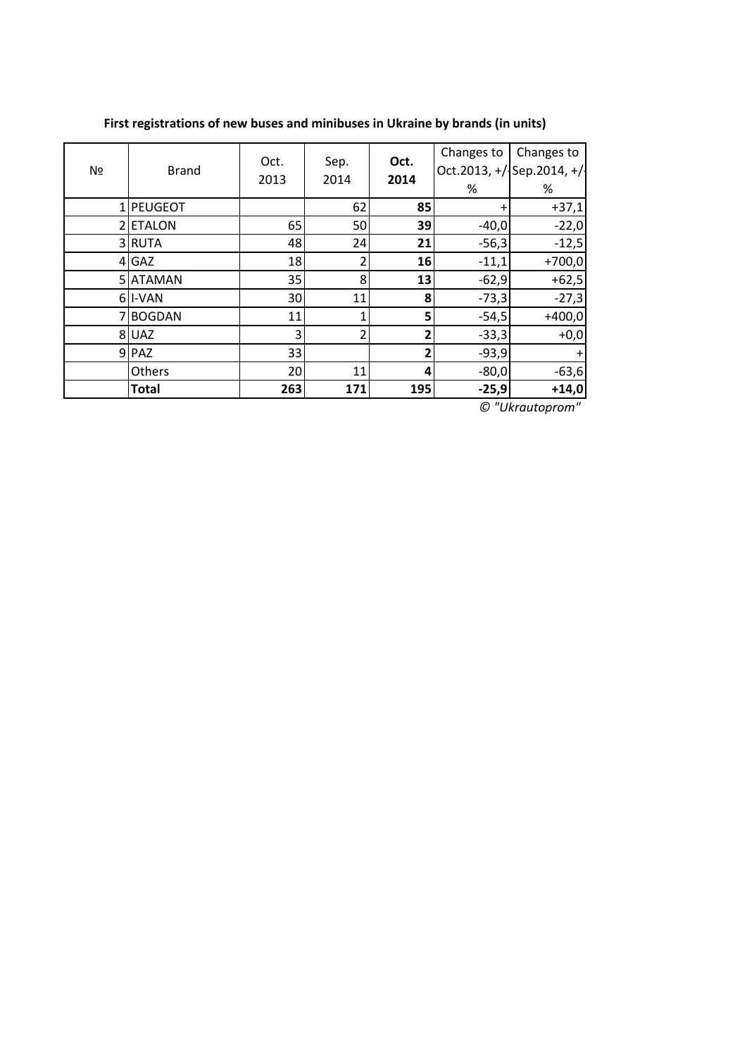**First registrations of new buses and minibuses in Ukraine by brands (in units)**

| № | Brand | Oct. 2013 | Sep. 2014 | **Oct. 2014** | Changes to Oct.2013, +/- % | Changes to Sep.2014, +/- % |
|---|---|---|---|---|---|---|
| 1 | PEUGEOT | | 62 | **85** | + | +37,1 |
| 2 | ETALON | 65 | 50 | **39** | -40,0 | -22,0 |
| 3 | RUTA | 48 | 24 | **21** | -56,3 | -12,5 |
| 4 | GAZ | 18 | 2 | **16** | -11,1 | +700,0 |
| 5 | ATAMAN | 35 | 8 | **13** | -62,9 | +62,5 |
| 6 | I-VAN | 30 | 11 | **8** | -73,3 | -27,3 |
| 7 | BOGDAN | 11 | 1 | **5** | -54,5 | +400,0 |
| 8 | UAZ | 3 | 2 | **2** | -33,3 | +0,0 |
| 9 | PAZ | 33 | | **2** | -93,9 | + |
| | Others | 20 | 11 | **4** | -80,0 | -63,6 |
| | **Total** | **263** | **171** | **195** | **-25,9** | **+14,0** |

*© "Ukrautoprom"*